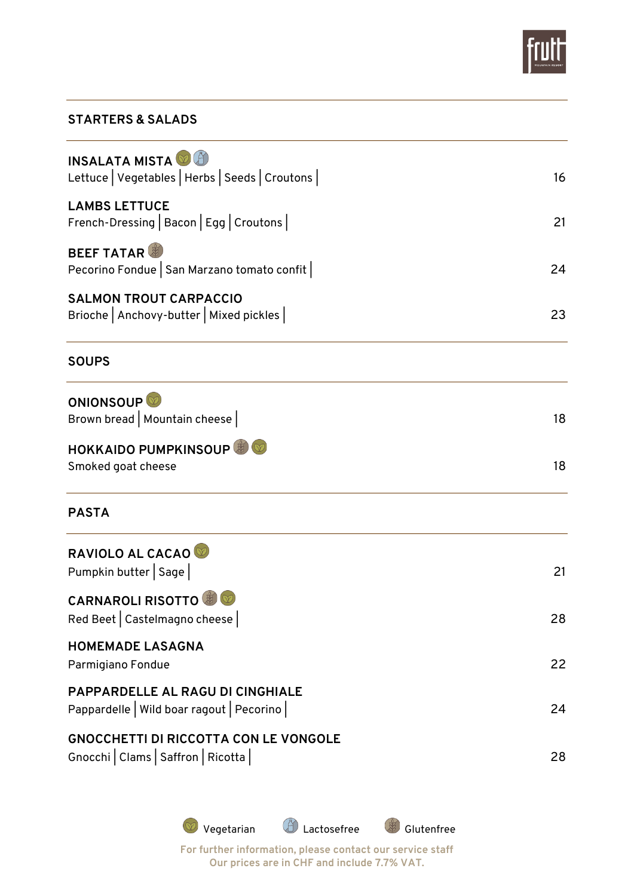## STARTERS & SALADS

**INSALATA MISTA** (Vegetarian, Lactosefree)
Lettuce | Vegetables | Herbs | Seeds | Croutons | 16

**LAMBS LETTUCE**
French-Dressing | Bacon | Egg | Croutons | 21

**BEEF TATAR** (Glutenfree)
Pecorino Fondue | San Marzano tomato confit | 24

**SALMON TROUT CARPACCIO**
Brioche | Anchovy-butter | Mixed pickles | 23

## SOUPS

**ONIONSOUP** (Vegetarian)
Brown bread | Mountain cheese | 18

**HOKKAIDO PUMPKINSOUP** (Glutenfree, Vegetarian)
Smoked goat cheese 18

## PASTA

**RAVIOLO AL CACAO** (Vegetarian)
Pumpkin butter | Sage | 21

**CARNAROLI RISOTTO** (Glutenfree, Vegetarian)
Red Beet | Castelmagno cheese | 28

**HOMEMADE LASAGNA**
Parmigiano Fondue 22

**PAPPARDELLE AL RAGU DI CINGHIALE**
Pappardelle | Wild boar ragout | Pecorino | 24

**GNOCCHETTI DI RICCOTTA CON LE VONGOLE**
Gnocchi | Clams | Saffron | Ricotta | 28

Vegetarian Lactosefree Glutenfree

For further information, please contact our service staff
Our prices are in CHF and include 7.7% VAT.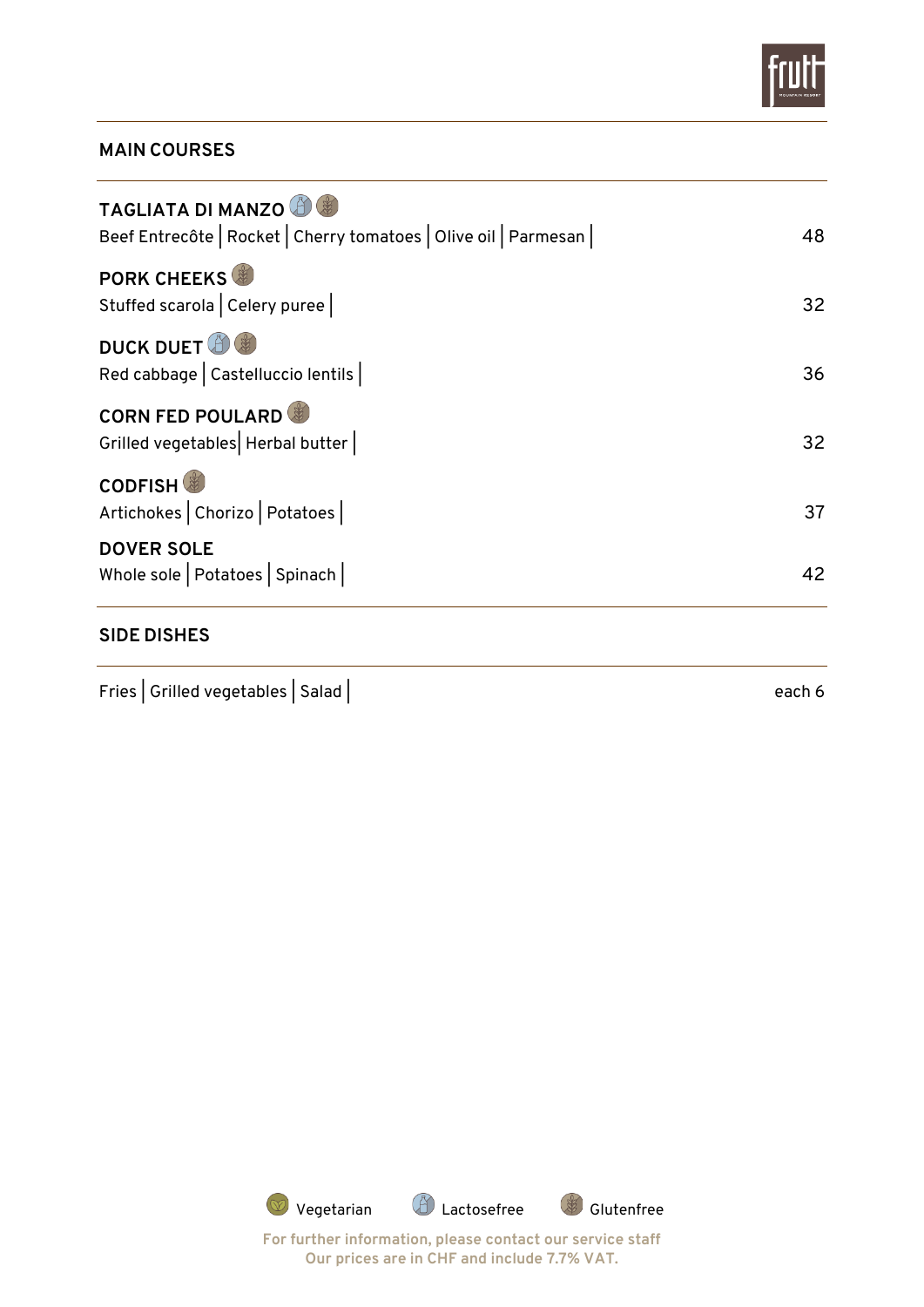## MAIN COURSES

**TAGLIATA DI MANZO** (Lactosefree, Glutenfree)
Beef Entrecôte | Rocket | Cherry tomatoes | Olive oil | Parmesan | — 48

**PORK CHEEKS** (Glutenfree)
Stuffed scarola | Celery puree | — 32

**DUCK DUET** (Lactosefree, Glutenfree)
Red cabbage | Castelluccio lentils | — 36

**CORN FED POULARD** (Glutenfree)
Grilled vegetables| Herbal butter | — 32

**CODFISH** (Glutenfree)
Artichokes | Chorizo | Potatoes | — 37

**DOVER SOLE**
Whole sole | Potatoes | Spinach | — 42

## SIDE DISHES

Fries | Grilled vegetables | Salad | — each 6

Vegetarian    Lactosefree    Glutenfree

For further information, please contact our service staff
Our prices are in CHF and include 7.7% VAT.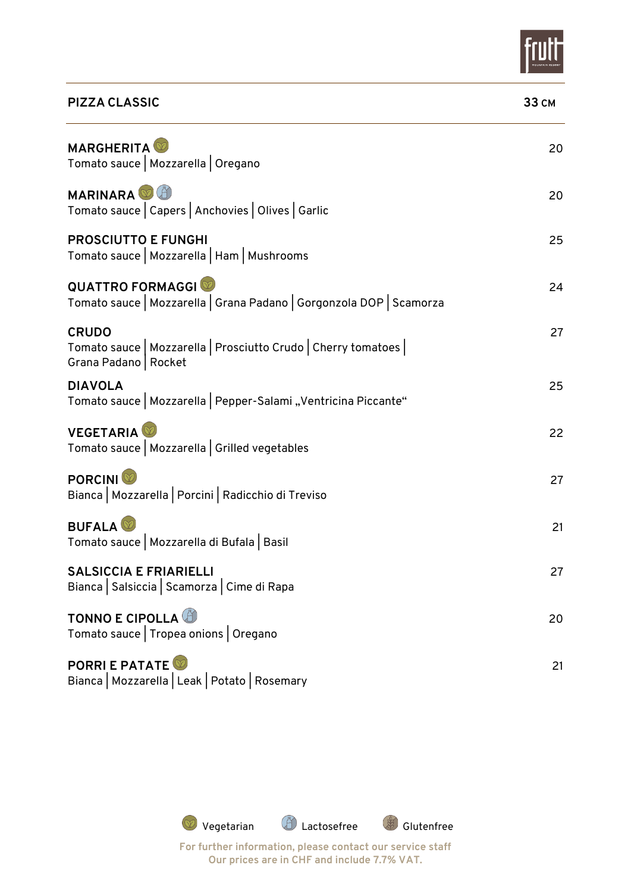## PIZZA CLASSIC — 33 CM

**MARGHERITA** (Vegetarian) — 20
Tomato sauce | Mozzarella | Oregano

**MARINARA** (Vegetarian, Lactosefree) — 20
Tomato sauce | Capers | Anchovies | Olives | Garlic

**PROSCIUTTO E FUNGHI** — 25
Tomato sauce | Mozzarella | Ham | Mushrooms

**QUATTRO FORMAGGI** (Vegetarian) — 24
Tomato sauce | Mozzarella | Grana Padano | Gorgonzola DOP | Scamorza

**CRUDO** — 27
Tomato sauce | Mozzarella | Prosciutto Crudo | Cherry tomatoes | Grana Padano | Rocket

**DIAVOLA** — 25
Tomato sauce | Mozzarella | Pepper-Salami „Ventricina Piccante“

**VEGETARIA** (Vegetarian) — 22
Tomato sauce | Mozzarella | Grilled vegetables

**PORCINI** (Vegetarian) — 27
Bianca | Mozzarella | Porcini | Radicchio di Treviso

**BUFALA** (Vegetarian) — 21
Tomato sauce | Mozzarella di Bufala | Basil

**SALSICCIA E FRIARIELLI** — 27
Bianca | Salsiccia | Scamorza | Cime di Rapa

**TONNO E CIPOLLA** (Lactosefree) — 20
Tomato sauce | Tropea onions | Oregano

**PORRI E PATATE** (Vegetarian) — 21
Bianca | Mozzarella | Leak | Potato | Rosemary

Vegetarian | Lactosefree | Glutenfree

For further information, please contact our service staff
Our prices are in CHF and include 7.7% VAT.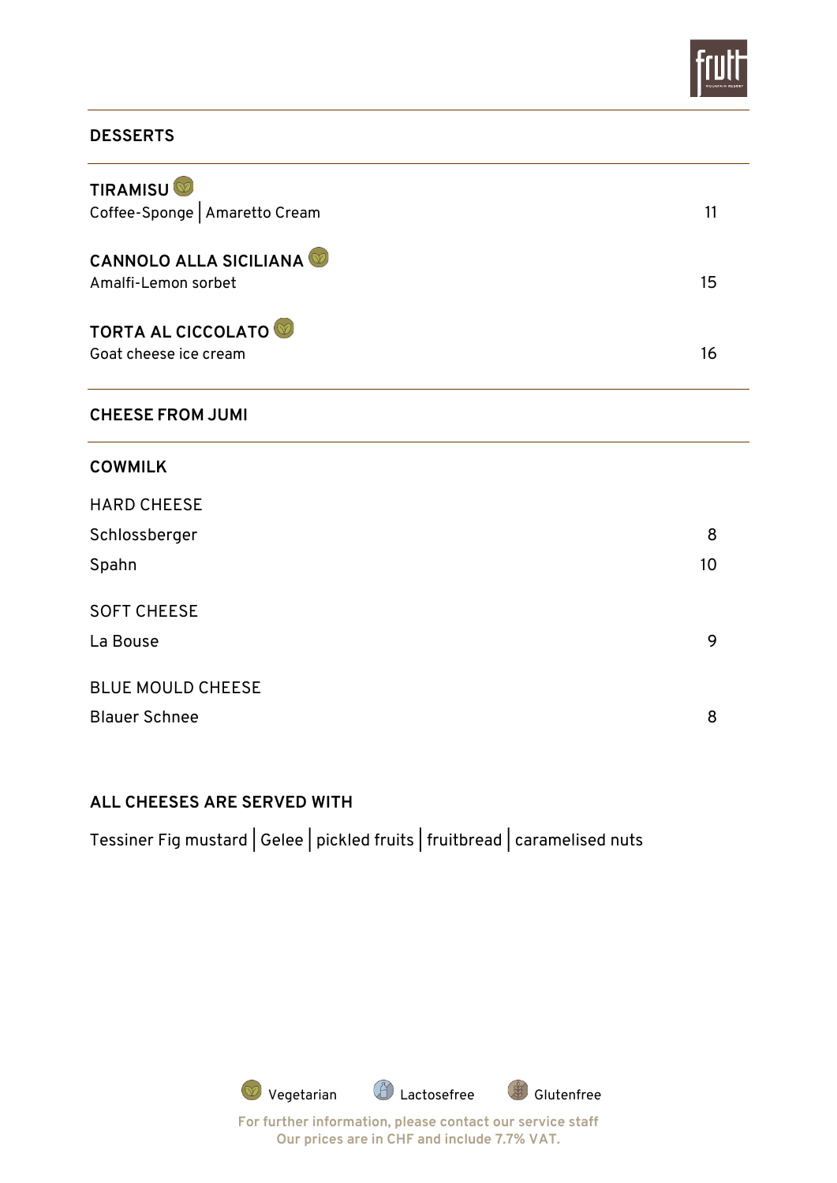## DESSERTS

**TIRAMISU** (Vegetarian)
Coffee-Sponge | Amaretto Cream — 11

**CANNOLO ALLA SICILIANA** (Vegetarian)
Amalfi-Lemon sorbet — 15

**TORTA AL CICCOLATO** (Vegetarian)
Goat cheese ice cream — 16

## CHEESE FROM JUMI

### COWMILK

HARD CHEESE

Schlossberger — 8

Spahn — 10

SOFT CHEESE

La Bouse — 9

BLUE MOULD CHEESE

Blauer Schnee — 8

### ALL CHEESES ARE SERVED WITH

Tessiner Fig mustard | Gelee | pickled fruits | fruitbread | caramelised nuts

Vegetarian    Lactosefree    Glutenfree

For further information, please contact our service staff
Our prices are in CHF and include 7.7% VAT.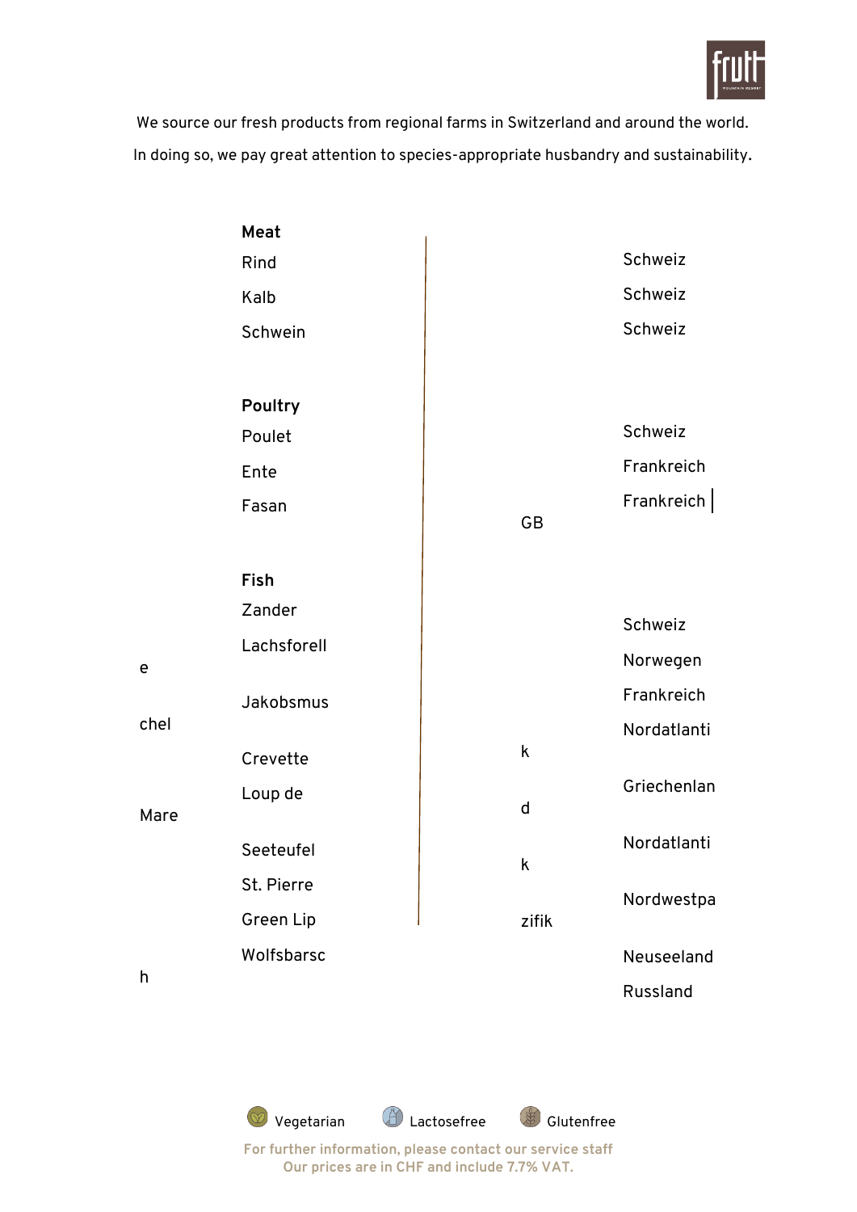We source our fresh products from regional farms in Switzerland and around the world.

In doing so, we pay great attention to species-appropriate husbandry and sustainability.

**Meat**

| | |
|---|---|
| Rind | Schweiz |
| Kalb | Schweiz |
| Schwein | Schweiz |

**Poultry**

| | |
|---|---|
| Poulet | Schweiz |
| Ente | Frankreich |
| Fasan | Frankreich / GB |

**Fish**

| | |
|---|---|
| Zander | Schweiz |
| Lachsforelle | Norwegen |
| Jakobsmuschel | Frankreich |
| Crevette | Nordatlantik |
| Loup de Mare | Griechenland |
| Seeteufel | Nordatlantik |
| St. Pierre | Nordwestpazifik |
| Green Lip | Neuseeland |
| Wolfsbarsch | Russland |

Vegetarian Lactosefree Glutenfree

For further information, please contact our service staff
Our prices are in CHF and include 7.7% VAT.